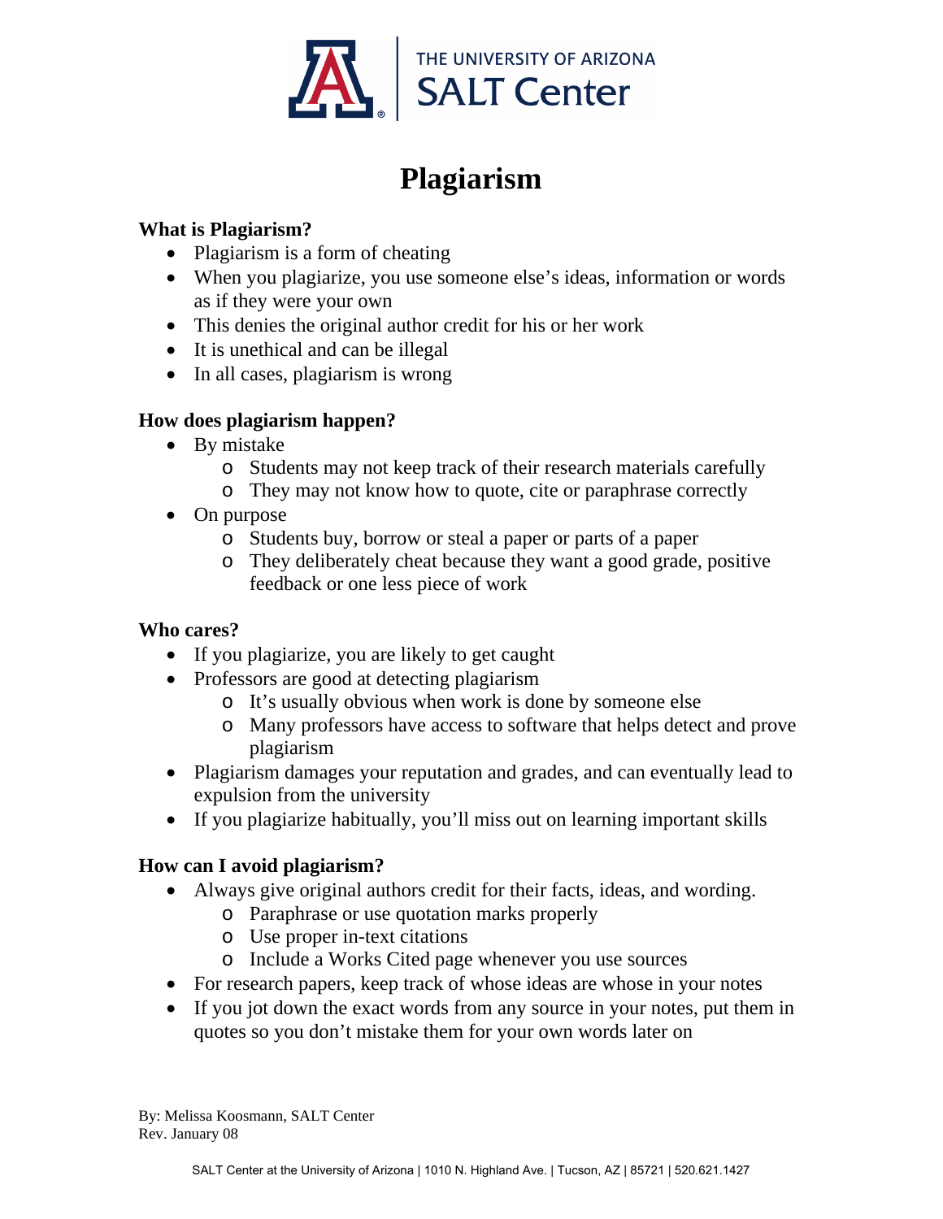THE UNIVERSITY OF ARIZONA
SALT Center

# Plagiarism

### What is Plagiarism?

- Plagiarism is a form of cheating
- When you plagiarize, you use someone else's ideas, information or words as if they were your own
- This denies the original author credit for his or her work
- It is unethical and can be illegal
- In all cases, plagiarism is wrong

### How does plagiarism happen?

- By mistake
  - Students may not keep track of their research materials carefully
  - They may not know how to quote, cite or paraphrase correctly
- On purpose
  - Students buy, borrow or steal a paper or parts of a paper
  - They deliberately cheat because they want a good grade, positive feedback or one less piece of work

### Who cares?

- If you plagiarize, you are likely to get caught
- Professors are good at detecting plagiarism
  - It's usually obvious when work is done by someone else
  - Many professors have access to software that helps detect and prove plagiarism
- Plagiarism damages your reputation and grades, and can eventually lead to expulsion from the university
- If you plagiarize habitually, you'll miss out on learning important skills

### How can I avoid plagiarism?

- Always give original authors credit for their facts, ideas, and wording.
  - Paraphrase or use quotation marks properly
  - Use proper in-text citations
  - Include a Works Cited page whenever you use sources
- For research papers, keep track of whose ideas are whose in your notes
- If you jot down the exact words from any source in your notes, put them in quotes so you don't mistake them for your own words later on

By: Melissa Koosmann, SALT Center
Rev. January 08

SALT Center at the University of Arizona | 1010 N. Highland Ave. | Tucson, AZ | 85721 | 520.621.1427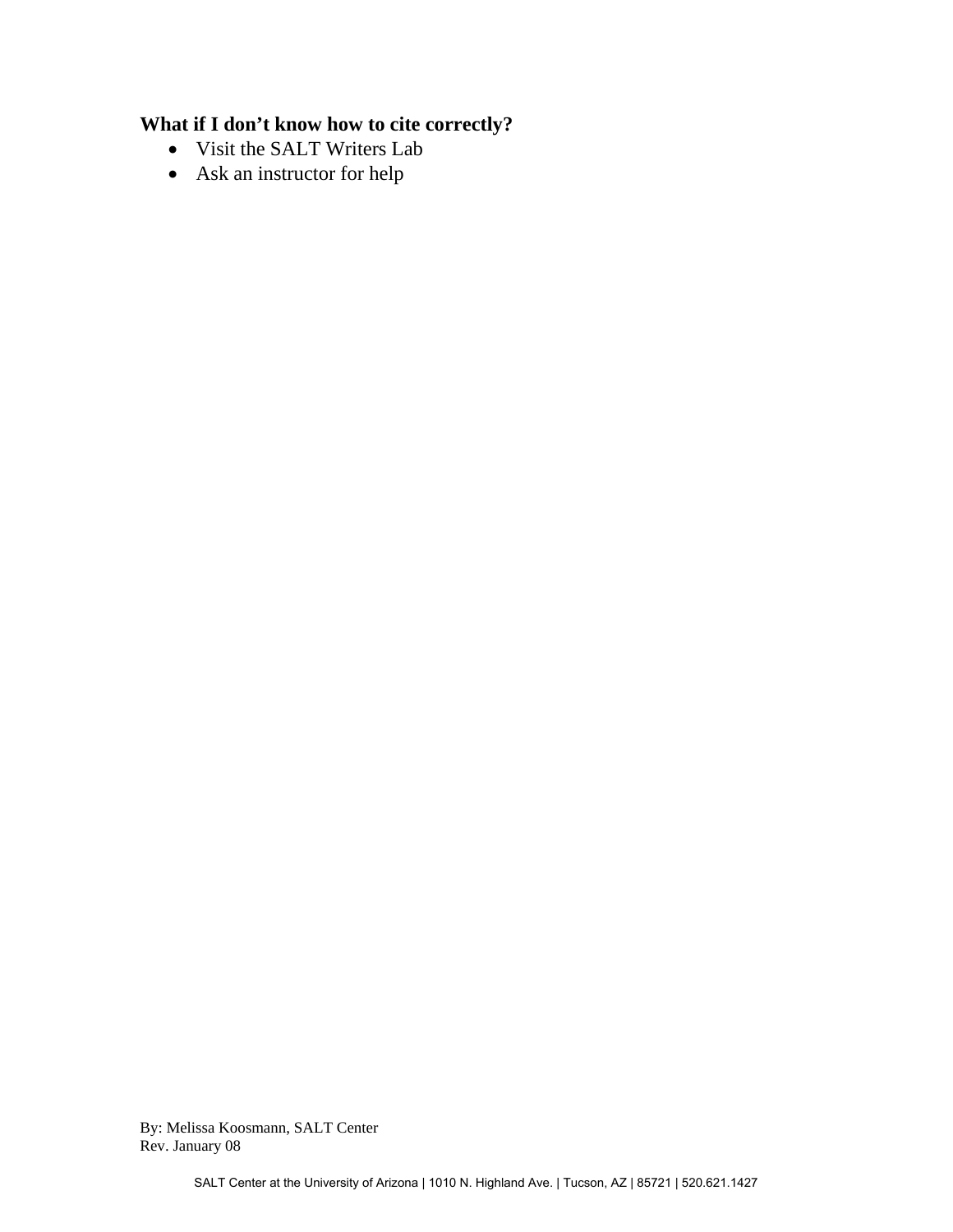**What if I don't know how to cite correctly?**

- Visit the SALT Writers Lab
- Ask an instructor for help

By: Melissa Koosmann, SALT Center
Rev. January 08

SALT Center at the University of Arizona | 1010 N. Highland Ave. | Tucson, AZ | 85721 | 520.621.1427